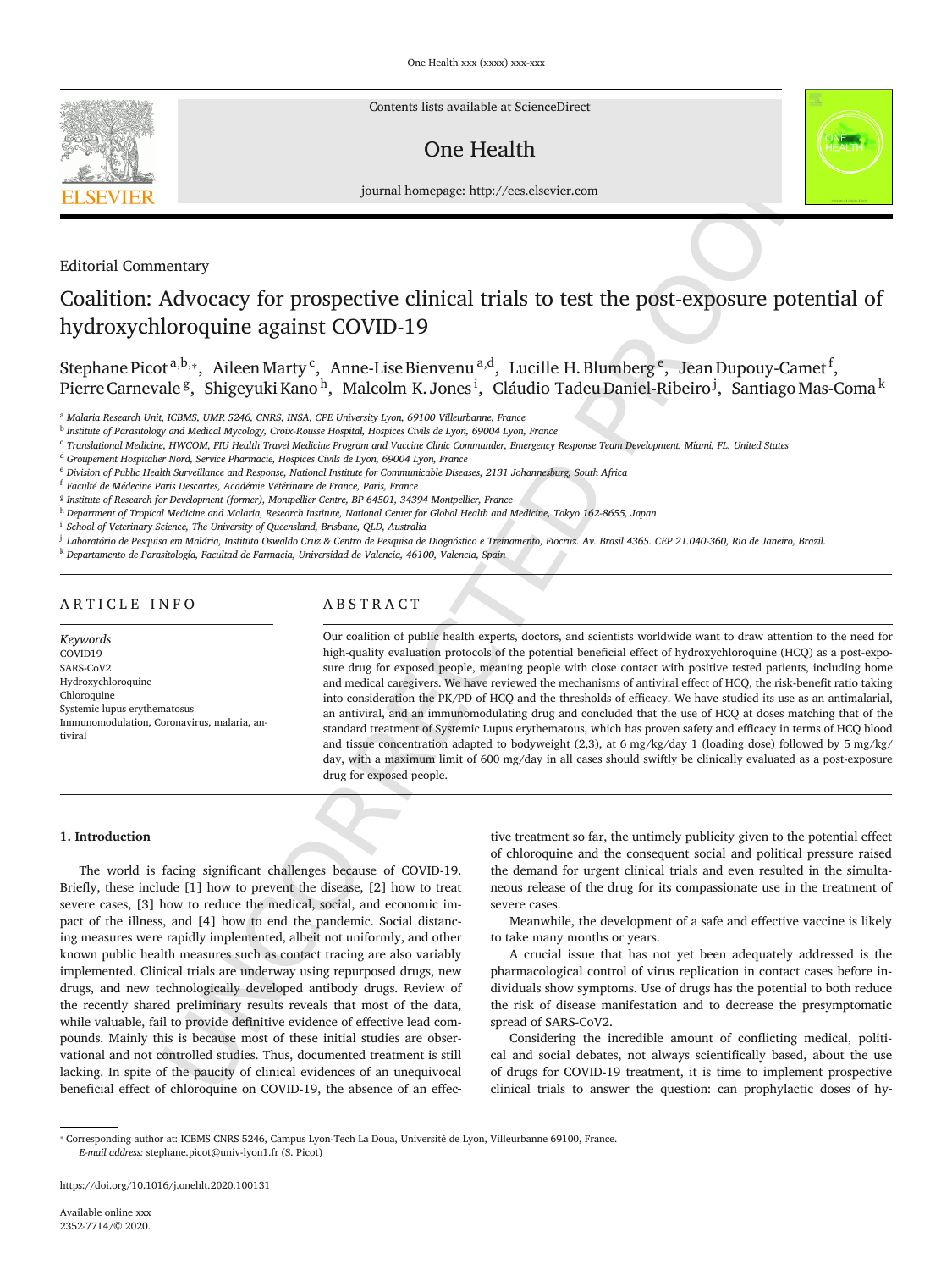Editorial Commentary

# Coalition: Advocacy for prospective clinical trials to test the post-exposure potential of hydroxychloroquine against COVID-19

Stephane Picot[a,b,*], Aileen Marty[c], Anne-Lise Bienvenu[a,d], Lucille H. Blumberg[e], Jean Dupouy-Camet[f], Pierre Carnevale[g], Shigeyuki Kano[h], Malcolm K. Jones[i], Cláudio Tadeu Daniel-Ribeiro[j], Santiago Mas-Coma[k]

[a] Malaria Research Unit, ICBMS, UMR 5246, CNRS, INSA, CPE University Lyon, 69100 Villeurbanne, France
[b] Institute of Parasitology and Medical Mycology, Croix-Rousse Hospital, Hospices Civils de Lyon, 69004 Lyon, France
[c] Translational Medicine, HWCOM, FIU Health Travel Medicine Program and Vaccine Clinic Commander, Emergency Response Team Development, Miami, FL, United States
[d] Groupement Hospitalier Nord, Service Pharmacie, Hospices Civils de Lyon, 69004 Lyon, France
[e] Division of Public Health Surveillance and Response, National Institute for Communicable Diseases, 2131 Johannesburg, South Africa
[f] Faculté de Médecine Paris Descartes, Académie Vétérinaire de France, Paris, France
[g] Institute of Research for Development (former), Montpellier Centre, BP 64501, 34394 Montpellier, France
[h] Department of Tropical Medicine and Malaria, Research Institute, National Center for Global Health and Medicine, Tokyo 162-8655, Japan
[i] School of Veterinary Science, The University of Queensland, Brisbane, QLD, Australia
[j] Laboratório de Pesquisa em Malária, Instituto Oswaldo Cruz & Centro de Pesquisa de Diagnóstico e Treinamento, Fiocruz. Av. Brasil 4365. CEP 21.040-360, Rio de Janeiro, Brazil.
[k] Departamento de Parasitología, Facultad de Farmacia, Universidad de Valencia, 46100, Valencia, Spain

## ARTICLE INFO

*Keywords*
COVID19
SARS-CoV2
Hydroxychloroquine
Chloroquine
Systemic lupus erythematosus
Immunomodulation, Coronavirus, malaria, antiviral

## ABSTRACT

Our coalition of public health experts, doctors, and scientists worldwide want to draw attention to the need for high-quality evaluation protocols of the potential beneficial effect of hydroxychloroquine (HCQ) as a post-exposure drug for exposed people, meaning people with close contact with positive tested patients, including home and medical caregivers. We have reviewed the mechanisms of antiviral effect of HCQ, the risk-benefit ratio taking into consideration the PK/PD of HCQ and the thresholds of efficacy. We have studied its use as an antimalarial, an antiviral, and an immunomodulating drug and concluded that the use of HCQ at doses matching that of the standard treatment of Systemic Lupus erythematous, which has proven safety and efficacy in terms of HCQ blood and tissue concentration adapted to bodyweight (2,3), at 6 mg/kg/day 1 (loading dose) followed by 5 mg/kg/day, with a maximum limit of 600 mg/day in all cases should swiftly be clinically evaluated as a post-exposure drug for exposed people.

## 1. Introduction

The world is facing significant challenges because of COVID-19. Briefly, these include [1] how to prevent the disease, [2] how to treat severe cases, [3] how to reduce the medical, social, and economic impact of the illness, and [4] how to end the pandemic. Social distancing measures were rapidly implemented, albeit not uniformly, and other known public health measures such as contact tracing are also variably implemented. Clinical trials are underway using repurposed drugs, new drugs, and new technologically developed antibody drugs. Review of the recently shared preliminary results reveals that most of the data, while valuable, fail to provide definitive evidence of effective lead compounds. Mainly this is because most of these initial studies are observational and not controlled studies. Thus, documented treatment is still lacking. In spite of the paucity of clinical evidences of an unequivocal beneficial effect of chloroquine on COVID-19, the absence of an effective treatment so far, the untimely publicity given to the potential effect of chloroquine and the consequent social and political pressure raised the demand for urgent clinical trials and even resulted in the simultaneous release of the drug for its compassionate use in the treatment of severe cases.

Meanwhile, the development of a safe and effective vaccine is likely to take many months or years.

A crucial issue that has not yet been adequately addressed is the pharmacological control of virus replication in contact cases before individuals show symptoms. Use of drugs has the potential to both reduce the risk of disease manifestation and to decrease the presymptomatic spread of SARS-CoV2.

Considering the incredible amount of conflicting medical, political and social debates, not always scientifically based, about the use of drugs for COVID-19 treatment, it is time to implement prospective clinical trials to answer the question: can prophylactic doses of hy-

* Corresponding author at: ICBMS CNRS 5246, Campus Lyon-Tech La Doua, Université de Lyon, Villeurbanne 69100, France.
*E-mail address:* stephane.picot@univ-lyon1.fr (S. Picot)

https://doi.org/10.1016/j.onehlt.2020.100131

Available online xxx
2352-7714/© 2020.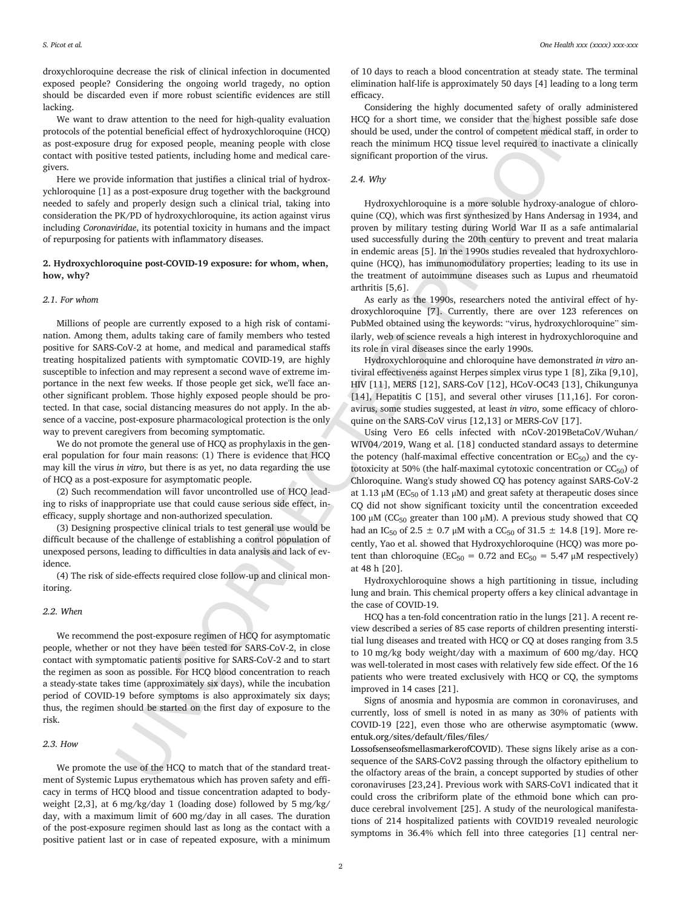droxychloroquine decrease the risk of clinical infection in documented exposed people? Considering the ongoing world tragedy, no option should be discarded even if more robust scientific evidences are still lacking.

We want to draw attention to the need for high-quality evaluation protocols of the potential beneficial effect of hydroxychloroquine (HCQ) as post-exposure drug for exposed people, meaning people with close contact with positive tested patients, including home and medical caregivers.

Here we provide information that justifies a clinical trial of hydroxychloroquine [1] as a post-exposure drug together with the background needed to safely and properly design such a clinical trial, taking into consideration the PK/PD of hydroxychloroquine, its action against virus including *Coronaviridae*, its potential toxicity in humans and the impact of repurposing for patients with inflammatory diseases.

## 2. Hydroxychloroquine post-COVID-19 exposure: for whom, when, how, why?

### 2.1. For whom

Millions of people are currently exposed to a high risk of contamination. Among them, adults taking care of family members who tested positive for SARS-CoV-2 at home, and medical and paramedical staffs treating hospitalized patients with symptomatic COVID-19, are highly susceptible to infection and may represent a second wave of extreme importance in the next few weeks. If those people get sick, we'll face another significant problem. Those highly exposed people should be protected. In that case, social distancing measures do not apply. In the absence of a vaccine, post-exposure pharmacological protection is the only way to prevent caregivers from becoming symptomatic.

We do not promote the general use of HCQ as prophylaxis in the general population for four main reasons: (1) There is evidence that HCQ may kill the virus *in vitro*, but there is as yet, no data regarding the use of HCQ as a post-exposure for asymptomatic people.

(2) Such recommendation will favor uncontrolled use of HCQ leading to risks of inappropriate use that could cause serious side effect, inefficacy, supply shortage and non-authorized speculation.

(3) Designing prospective clinical trials to test general use would be difficult because of the challenge of establishing a control population of unexposed persons, leading to difficulties in data analysis and lack of evidence.

(4) The risk of side-effects required close follow-up and clinical monitoring.

### 2.2. When

We recommend the post-exposure regimen of HCQ for asymptomatic people, whether or not they have been tested for SARS-CoV-2, in close contact with symptomatic patients positive for SARS-CoV-2 and to start the regimen as soon as possible. For HCQ blood concentration to reach a steady-state takes time (approximately six days), while the incubation period of COVID-19 before symptoms is also approximately six days; thus, the regimen should be started on the first day of exposure to the risk.

### 2.3. How

We promote the use of the HCQ to match that of the standard treatment of Systemic Lupus erythematous which has proven safety and efficacy in terms of HCQ blood and tissue concentration adapted to bodyweight [2,3], at 6 mg/kg/day 1 (loading dose) followed by 5 mg/kg/day, with a maximum limit of 600 mg/day in all cases. The duration of the post-exposure regimen should last as long as the contact with a positive patient last or in case of repeated exposure, with a minimum of 10 days to reach a blood concentration at steady state. The terminal elimination half-life is approximately 50 days [4] leading to a long term efficacy.

Considering the highly documented safety of orally administered HCQ for a short time, we consider that the highest possible safe dose should be used, under the control of competent medical staff, in order to reach the minimum HCQ tissue level required to inactivate a clinically significant proportion of the virus.

### 2.4. Why

Hydroxychloroquine is a more soluble hydroxy-analogue of chloroquine (CQ), which was first synthesized by Hans Andersag in 1934, and proven by military testing during World War II as a safe antimalarial used successfully during the 20th century to prevent and treat malaria in endemic areas [5]. In the 1990s studies revealed that hydroxychloroquine (HCQ), has immunomodulatory properties; leading to its use in the treatment of autoimmune diseases such as Lupus and rheumatoid arthritis [5,6].

As early as the 1990s, researchers noted the antiviral effect of hydroxychloroquine [7]. Currently, there are over 123 references on PubMed obtained using the keywords: "virus, hydroxychloroquine" similarly, web of science reveals a high interest in hydroxychloroquine and its role in viral diseases since the early 1990s.

Hydroxychloroquine and chloroquine have demonstrated *in vitro* antiviral effectiveness against Herpes simplex virus type 1 [8], Zika [9,10], HIV [11], MERS [12], SARS-CoV [12], HCoV-OC43 [13], Chikungunya [14], Hepatitis C [15], and several other viruses [11,16]. For coronavirus, some studies suggested, at least *in vitro*, some efficacy of chloroquine on the SARS-CoV virus [12,13] or MERS-CoV [17].

Using Vero E6 cells infected with nCoV-2019BetaCoV/Wuhan/WIV04/2019, Wang et al. [18] conducted standard assays to determine the potency (half-maximal effective concentration or $EC_{50}$) and the cytotoxicity at 50% (the half-maximal cytotoxic concentration or $CC_{50}$) of Chloroquine. Wang's study showed CQ has potency against SARS-CoV-2 at 1.13 μM ($EC_{50}$ of 1.13 μM) and great safety at therapeutic doses since CQ did not show significant toxicity until the concentration exceeded 100 μM ($CC_{50}$ greater than 100 μM). A previous study showed that CQ had an $IC_{50}$ of 2.5 ± 0.7 μM with a $CC_{50}$ of 31.5 ± 14.8 [19]. More recently, Yao et al. showed that Hydroxychloroquine (HCQ) was more potent than chloroquine ($EC_{50}$ = 0.72 and $EC_{50}$ = 5.47 μM respectively) at 48 h [20].

Hydroxychloroquine shows a high partitioning in tissue, including lung and brain. This chemical property offers a key clinical advantage in the case of COVID-19.

HCQ has a ten-fold concentration ratio in the lungs [21]. A recent review described a series of 85 case reports of children presenting interstitial lung diseases and treated with HCQ or CQ at doses ranging from 3.5 to 10 mg/kg body weight/day with a maximum of 600 mg/day. HCQ was well-tolerated in most cases with relatively few side effect. Of the 16 patients who were treated exclusively with HCQ or CQ, the symptoms improved in 14 cases [21].

Signs of anosmia and hyposmia are common in coronaviruses, and currently, loss of smell is noted in as many as 30% of patients with COVID-19 [22], even those who are otherwise asymptomatic (www.entuk.org/sites/default/files/files/LossofsenseofsmellasmarkerofCOVID). These signs likely arise as a consequence of the SARS-CoV2 passing through the olfactory epithelium to the olfactory areas of the brain, a concept supported by studies of other coronaviruses [23,24]. Previous work with SARS-CoV1 indicated that it could cross the cribriform plate of the ethmoid bone which can produce cerebral involvement [25]. A study of the neurological manifestations of 214 hospitalized patients with COVID19 revealed neurologic symptoms in 36.4% which fell into three categories [1] central ner-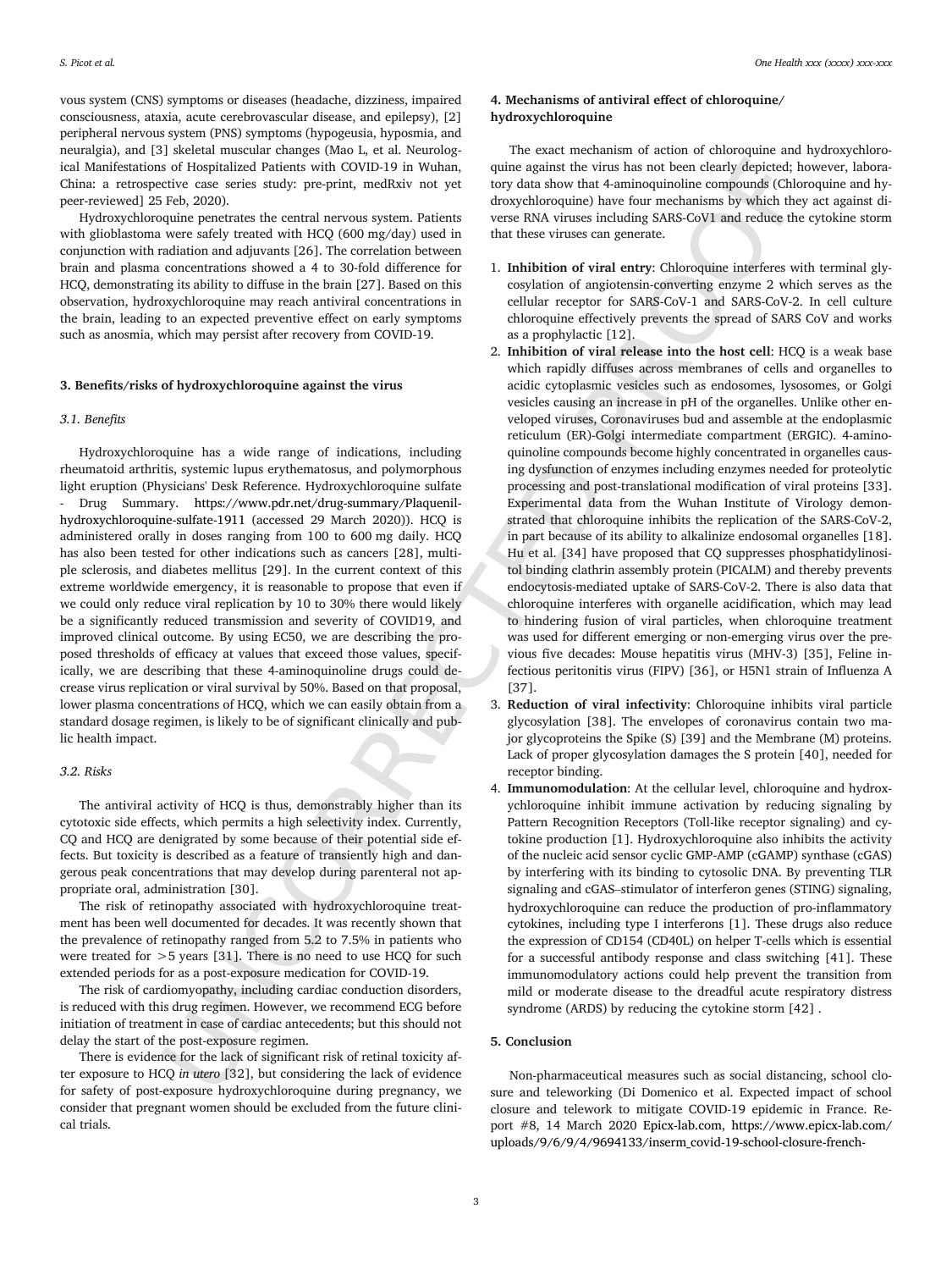vous system (CNS) symptoms or diseases (headache, dizziness, impaired consciousness, ataxia, acute cerebrovascular disease, and epilepsy), [2] peripheral nervous system (PNS) symptoms (hypogeusia, hyposmia, and neuralgia), and [3] skeletal muscular changes (Mao L, et al. Neurological Manifestations of Hospitalized Patients with COVID-19 in Wuhan, China: a retrospective case series study: pre-print, medRxiv not yet peer-reviewed] 25 Feb, 2020).

Hydroxychloroquine penetrates the central nervous system. Patients with glioblastoma were safely treated with HCQ (600 mg/day) used in conjunction with radiation and adjuvants [26]. The correlation between brain and plasma concentrations showed a 4 to 30-fold difference for HCQ, demonstrating its ability to diffuse in the brain [27]. Based on this observation, hydroxychloroquine may reach antiviral concentrations in the brain, leading to an expected preventive effect on early symptoms such as anosmia, which may persist after recovery from COVID-19.

## 3. Benefits/risks of hydroxychloroquine against the virus

### 3.1. Benefits

Hydroxychloroquine has a wide range of indications, including rheumatoid arthritis, systemic lupus erythematosus, and polymorphous light eruption (Physicians' Desk Reference. Hydroxychloroquine sulfate - Drug Summary. https://www.pdr.net/drug-summary/Plaquenil-hydroxychloroquine-sulfate-1911 (accessed 29 March 2020)). HCQ is administered orally in doses ranging from 100 to 600 mg daily. HCQ has also been tested for other indications such as cancers [28], multiple sclerosis, and diabetes mellitus [29]. In the current context of this extreme worldwide emergency, it is reasonable to propose that even if we could only reduce viral replication by 10 to 30% there would likely be a significantly reduced transmission and severity of COVID19, and improved clinical outcome. By using EC50, we are describing the proposed thresholds of efficacy at values that exceed those values, specifically, we are describing that these 4-aminoquinoline drugs could decrease virus replication or viral survival by 50%. Based on that proposal, lower plasma concentrations of HCQ, which we can easily obtain from a standard dosage regimen, is likely to be of significant clinically and public health impact.

### 3.2. Risks

The antiviral activity of HCQ is thus, demonstrably higher than its cytotoxic side effects, which permits a high selectivity index. Currently, CQ and HCQ are denigrated by some because of their potential side effects. But toxicity is described as a feature of transiently high and dangerous peak concentrations that may develop during parenteral not appropriate oral, administration [30].

The risk of retinopathy associated with hydroxychloroquine treatment has been well documented for decades. It was recently shown that the prevalence of retinopathy ranged from 5.2 to 7.5% in patients who were treated for >5 years [31]. There is no need to use HCQ for such extended periods for as a post-exposure medication for COVID-19.

The risk of cardiomyopathy, including cardiac conduction disorders, is reduced with this drug regimen. However, we recommend ECG before initiation of treatment in case of cardiac antecedents; but this should not delay the start of the post-exposure regimen.

There is evidence for the lack of significant risk of retinal toxicity after exposure to HCQ *in utero* [32], but considering the lack of evidence for safety of post-exposure hydroxychloroquine during pregnancy, we consider that pregnant women should be excluded from the future clinical trials.

## 4. Mechanisms of antiviral effect of chloroquine/hydroxychloroquine

The exact mechanism of action of chloroquine and hydroxychloroquine against the virus has not been clearly depicted; however, laboratory data show that 4-aminoquinoline compounds (Chloroquine and hydroxychloroquine) have four mechanisms by which they act against diverse RNA viruses including SARS-CoV1 and reduce the cytokine storm that these viruses can generate.

1. **Inhibition of viral entry**: Chloroquine interferes with terminal glycosylation of angiotensin-converting enzyme 2 which serves as the cellular receptor for SARS-CoV-1 and SARS-CoV-2. In cell culture chloroquine effectively prevents the spread of SARS CoV and works as a prophylactic [12].
2. **Inhibition of viral release into the host cell**: HCQ is a weak base which rapidly diffuses across membranes of cells and organelles to acidic cytoplasmic vesicles such as endosomes, lysosomes, or Golgi vesicles causing an increase in pH of the organelles. Unlike other enveloped viruses, Coronaviruses bud and assemble at the endoplasmic reticulum (ER)-Golgi intermediate compartment (ERGIC). 4-aminoquinoline compounds become highly concentrated in organelles causing dysfunction of enzymes including enzymes needed for proteolytic processing and post-translational modification of viral proteins [33]. Experimental data from the Wuhan Institute of Virology demonstrated that chloroquine inhibits the replication of the SARS-CoV-2, in part because of its ability to alkalinize endosomal organelles [18]. Hu et al. [34] have proposed that CQ suppresses phosphatidylinositol binding clathrin assembly protein (PICALM) and thereby prevents endocytosis-mediated uptake of SARS-CoV-2. There is also data that chloroquine interferes with organelle acidification, which may lead to hindering fusion of viral particles, when chloroquine treatment was used for different emerging or non-emerging virus over the previous five decades: Mouse hepatitis virus (MHV-3) [35], Feline infectious peritonitis virus (FIPV) [36], or H5N1 strain of Influenza A [37].
3. **Reduction of viral infectivity**: Chloroquine inhibits viral particle glycosylation [38]. The envelopes of coronavirus contain two major glycoproteins the Spike (S) [39] and the Membrane (M) proteins. Lack of proper glycosylation damages the S protein [40], needed for receptor binding.
4. **Immunomodulation**: At the cellular level, chloroquine and hydroxychloroquine inhibit immune activation by reducing signaling by Pattern Recognition Receptors (Toll-like receptor signaling) and cytokine production [1]. Hydroxychloroquine also inhibits the activity of the nucleic acid sensor cyclic GMP-AMP (cGAMP) synthase (cGAS) by interfering with its binding to cytosolic DNA. By preventing TLR signaling and cGAS–stimulator of interferon genes (STING) signaling, hydroxychloroquine can reduce the production of pro-inflammatory cytokines, including type I interferons [1]. These drugs also reduce the expression of CD154 (CD40L) on helper T-cells which is essential for a successful antibody response and class switching [41]. These immunomodulatory actions could help prevent the transition from mild or moderate disease to the dreadful acute respiratory distress syndrome (ARDS) by reducing the cytokine storm [42] .

## 5. Conclusion

Non-pharmaceutical measures such as social distancing, school closure and teleworking (Di Domenico et al. Expected impact of school closure and telework to mitigate COVID-19 epidemic in France. Report #8, 14 March 2020 Epicx-lab.com, https://www.epicx-lab.com/uploads/9/6/9/4/9694133/inserm_covid-19-school-closure-french-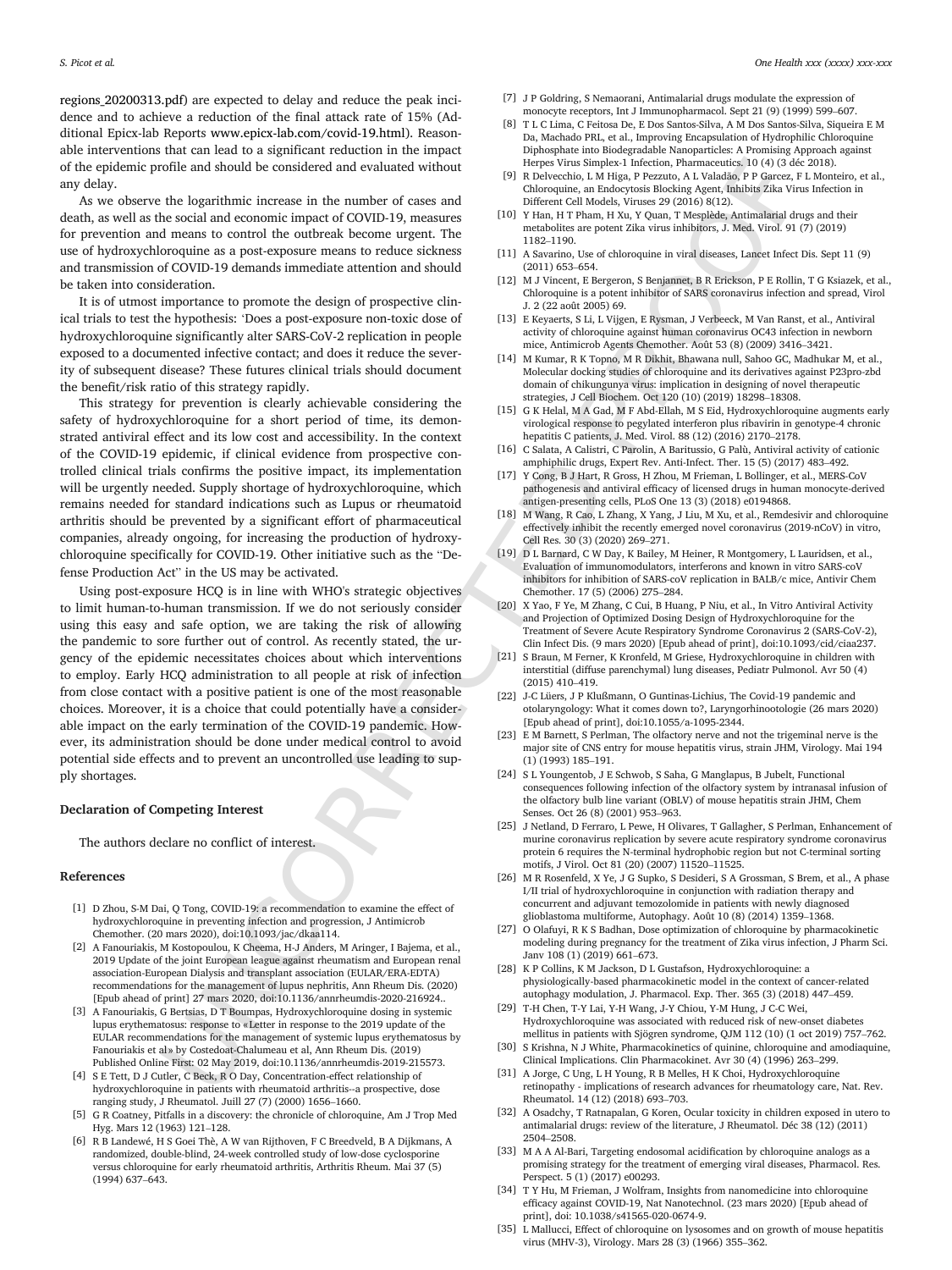regions_20200313.pdf) are expected to delay and reduce the peak incidence and to achieve a reduction of the final attack rate of 15% (Additional Epicx-lab Reports www.epicx-lab.com/covid-19.html). Reasonable interventions that can lead to a significant reduction in the impact of the epidemic profile and should be considered and evaluated without any delay.

As we observe the logarithmic increase in the number of cases and death, as well as the social and economic impact of COVID-19, measures for prevention and means to control the outbreak become urgent. The use of hydroxychloroquine as a post-exposure means to reduce sickness and transmission of COVID-19 demands immediate attention and should be taken into consideration.

It is of utmost importance to promote the design of prospective clinical trials to test the hypothesis: 'Does a post-exposure non-toxic dose of hydroxychloroquine significantly alter SARS-CoV-2 replication in people exposed to a documented infective contact; and does it reduce the severity of subsequent disease? These futures clinical trials should document the benefit/risk ratio of this strategy rapidly.

This strategy for prevention is clearly achievable considering the safety of hydroxychloroquine for a short period of time, its demonstrated antiviral effect and its low cost and accessibility. In the context of the COVID-19 epidemic, if clinical evidence from prospective controlled clinical trials confirms the positive impact, its implementation will be urgently needed. Supply shortage of hydroxychloroquine, which remains needed for standard indications such as Lupus or rheumatoid arthritis should be prevented by a significant effort of pharmaceutical companies, already ongoing, for increasing the production of hydroxychloroquine specifically for COVID-19. Other initiative such as the "Defense Production Act" in the US may be activated.

Using post-exposure HCQ is in line with WHO's strategic objectives to limit human-to-human transmission. If we do not seriously consider using this easy and safe option, we are taking the risk of allowing the pandemic to sore further out of control. As recently stated, the urgency of the epidemic necessitates choices about which interventions to employ. Early HCQ administration to all people at risk of infection from close contact with a positive patient is one of the most reasonable choices. Moreover, it is a choice that could potentially have a considerable impact on the early termination of the COVID-19 pandemic. However, its administration should be done under medical control to avoid potential side effects and to prevent an uncontrolled use leading to supply shortages.

## Declaration of Competing Interest

The authors declare no conflict of interest.

## References

[1] D Zhou, S-M Dai, Q Tong, COVID-19: a recommendation to examine the effect of hydroxychloroquine in preventing infection and progression, J Antimicrob Chemother. (20 mars 2020), doi:10.1093/jac/dkaa114.

[2] A Fanouriakis, M Kostopoulou, K Cheema, H-J Anders, M Aringer, I Bajema, et al., 2019 Update of the joint European league against rheumatism and European renal association-European Dialysis and transplant association (EULAR/ERA-EDTA) recommendations for the management of lupus nephritis, Ann Rheum Dis. (2020) [Epub ahead of print] 27 mars 2020, doi:10.1136/annrheumdis-2020-216924..

[3] A Fanouriakis, G Bertsias, D T Boumpas, Hydroxychloroquine dosing in systemic lupus erythematosus: response to «Letter in response to the 2019 update of the EULAR recommendations for the management of systemic lupus erythematosus by Fanouriakis et al» by Costedoat-Chalumeau et al, Ann Rheum Dis. (2019) Published Online First: 02 May 2019, doi:10.1136/annrheumdis-2019-215573.

[4] S E Tett, D J Cutler, C Beck, R O Day, Concentration-effect relationship of hydroxychloroquine in patients with rheumatoid arthritis--a prospective, dose ranging study, J Rheumatol. Juill 27 (7) (2000) 1656–1660.

[5] G R Coatney, Pitfalls in a discovery: the chronicle of chloroquine, Am J Trop Med Hyg. Mars 12 (1963) 121–128.

[6] R B Landewé, H S Goei Thè, A W van Rijthoven, F C Breedveld, B A Dijkmans, A randomized, double-blind, 24-week controlled study of low-dose cyclosporine versus chloroquine for early rheumatoid arthritis, Arthritis Rheum. Mai 37 (5) (1994) 637–643.

[7] J P Goldring, S Nemaorani, Antimalarial drugs modulate the expression of monocyte receptors, Int J Immunopharmacol. Sept 21 (9) (1999) 599–607.

[8] T L C Lima, C Feitosa De, E Dos Santos-Silva, A M Dos Santos-Silva, Siqueira E M Da, Machado PRL, et al., Improving Encapsulation of Hydrophilic Chloroquine Diphosphate into Biodegradable Nanoparticles: A Promising Approach against Herpes Virus Simplex-1 Infection, Pharmaceutics. 10 (4) (3 déc 2018).

[9] R Delvecchio, L M Higa, P Pezzuto, A L Valadão, P P Garcez, F L Monteiro, et al., Chloroquine, an Endocytosis Blocking Agent, Inhibits Zika Virus Infection in Different Cell Models, Viruses 29 (2016) 8(12).

[10] Y Han, H T Pham, H Xu, Y Quan, T Mesplède, Antimalarial drugs and their metabolites are potent Zika virus inhibitors, J. Med. Virol. 91 (7) (2019) 1182–1190.

[11] A Savarino, Use of chloroquine in viral diseases, Lancet Infect Dis. Sept 11 (9) (2011) 653–654.

[12] M J Vincent, E Bergeron, S Benjannet, B R Erickson, P E Rollin, T G Ksiazek, et al., Chloroquine is a potent inhibitor of SARS coronavirus infection and spread, Virol J. 2 (22 août 2005) 69.

[13] E Keyaerts, S Li, L Vijgen, E Rysman, J Verbeeck, M Van Ranst, et al., Antiviral activity of chloroquine against human coronavirus OC43 infection in newborn mice, Antimicrob Agents Chemother. Août 53 (8) (2009) 3416–3421.

[14] M Kumar, R K Topno, M R Dikhit, Bhawana null, Sahoo GC, Madhukar M, et al., Molecular docking studies of chloroquine and its derivatives against P23pro-zbd domain of chikungunya virus: implication in designing of novel therapeutic strategies, J Cell Biochem. Oct 120 (10) (2019) 18298–18308.

[15] G K Helal, M A Gad, M F Abd-Ellah, M S Eid, Hydroxychloroquine augments early virological response to pegylated interferon plus ribavirin in genotype-4 chronic hepatitis C patients, J. Med. Virol. 88 (12) (2016) 2170–2178.

[16] C Salata, A Calistri, C Parolin, A Baritussio, G Palù, Antiviral activity of cationic amphiphilic drugs, Expert Rev. Anti-Infect. Ther. 15 (5) (2017) 483–492.

[17] Y Cong, B J Hart, R Gross, H Zhou, M Frieman, L Bollinger, et al., MERS-CoV pathogenesis and antiviral efficacy of licensed drugs in human monocyte-derived antigen-presenting cells, PLoS One 13 (3) (2018) e0194868.

[18] M Wang, R Cao, L Zhang, X Yang, J Liu, M Xu, et al., Remdesivir and chloroquine effectively inhibit the recently emerged novel coronavirus (2019-nCoV) in vitro, Cell Res. 30 (3) (2020) 269–271.

[19] D L Barnard, C W Day, K Bailey, M Heiner, R Montgomery, L Lauridsen, et al., Evaluation of immunomodulators, interferons and known in vitro SARS-coV inhibitors for inhibition of SARS-coV replication in BALB/c mice, Antivir Chem Chemother. 17 (5) (2006) 275–284.

[20] X Yao, F Ye, M Zhang, C Cui, B Huang, P Niu, et al., In Vitro Antiviral Activity and Projection of Optimized Dosing Design of Hydroxychloroquine for the Treatment of Severe Acute Respiratory Syndrome Coronavirus 2 (SARS-CoV-2), Clin Infect Dis. (9 mars 2020) [Epub ahead of print], doi:10.1093/cid/ciaa237.

[21] S Braun, M Ferner, K Kronfeld, M Griese, Hydroxychloroquine in children with interstitial (diffuse parenchymal) lung diseases, Pediatr Pulmonol. Avr 50 (4) (2015) 410–419.

[22] J-C Lüers, J P Klußmann, O Guntinas-Lichius, The Covid-19 pandemic and otolaryngology: What it comes down to?, Laryngorhinootologie (26 mars 2020) [Epub ahead of print], doi:10.1055/a-1095-2344.

[23] E M Barnett, S Perlman, The olfactory nerve and not the trigeminal nerve is the major site of CNS entry for mouse hepatitis virus, strain JHM, Virology. Mai 194 (1) (1993) 185–191.

[24] S L Youngentob, J E Schwob, S Saha, G Manglapus, B Jubelt, Functional consequences following infection of the olfactory system by intranasal infusion of the olfactory bulb line variant (OBLV) of mouse hepatitis strain JHM, Chem Senses. Oct 26 (8) (2001) 953–963.

[25] J Netland, D Ferraro, L Pewe, H Olivares, T Gallagher, S Perlman, Enhancement of murine coronavirus replication by severe acute respiratory syndrome coronavirus protein 6 requires the N-terminal hydrophobic region but not C-terminal sorting motifs, J Virol. Oct 81 (20) (2007) 11520–11525.

[26] M R Rosenfeld, X Ye, J G Supko, S Desideri, S A Grossman, S Brem, et al., A phase I/II trial of hydroxychloroquine in conjunction with radiation therapy and concurrent and adjuvant temozolomide in patients with newly diagnosed glioblastoma multiforme, Autophagy. Août 10 (8) (2014) 1359–1368.

[27] O Olafuyi, R K S Badhan, Dose optimization of chloroquine by pharmacokinetic modeling during pregnancy for the treatment of Zika virus infection, J Pharm Sci. Janv 108 (1) (2019) 661–673.

[28] K P Collins, K M Jackson, D L Gustafson, Hydroxychloroquine: a physiologically-based pharmacokinetic model in the context of cancer-related autophagy modulation, J. Pharmacol. Exp. Ther. 365 (3) (2018) 447–459.

[29] T-H Chen, T-Y Lai, Y-H Wang, J-Y Chiou, Y-M Hung, J C-C Wei, Hydroxychloroquine was associated with reduced risk of new-onset diabetes mellitus in patients with Sjögren syndrome, QJM 112 (10) (1 oct 2019) 757–762.

[30] S Krishna, N J White, Pharmacokinetics of quinine, chloroquine and amodiaquine, Clinical Implications. Clin Pharmacokinet. Avr 30 (4) (1996) 263–299.

[31] A Jorge, C Ung, L H Young, R B Melles, H K Choi, Hydroxychloroquine retinopathy - implications of research advances for rheumatology care, Nat. Rev. Rheumatol. 14 (12) (2018) 693–703.

[32] A Osadchy, T Ratnapalan, G Koren, Ocular toxicity in children exposed in utero to antimalarial drugs: review of the literature, J Rheumatol. Déc 38 (12) (2011) 2504–2508.

[33] M A A Al-Bari, Targeting endosomal acidification by chloroquine analogs as a promising strategy for the treatment of emerging viral diseases, Pharmacol. Res. Perspect. 5 (1) (2017) e00293.

[34] T Y Hu, M Frieman, J Wolfram, Insights from nanomedicine into chloroquine efficacy against COVID-19, Nat Nanotechnol. (23 mars 2020) [Epub ahead of print], doi: 10.1038/s41565-020-0674-9.

[35] L Mallucci, Effect of chloroquine on lysosomes and on growth of mouse hepatitis virus (MHV-3), Virology. Mars 28 (3) (1966) 355–362.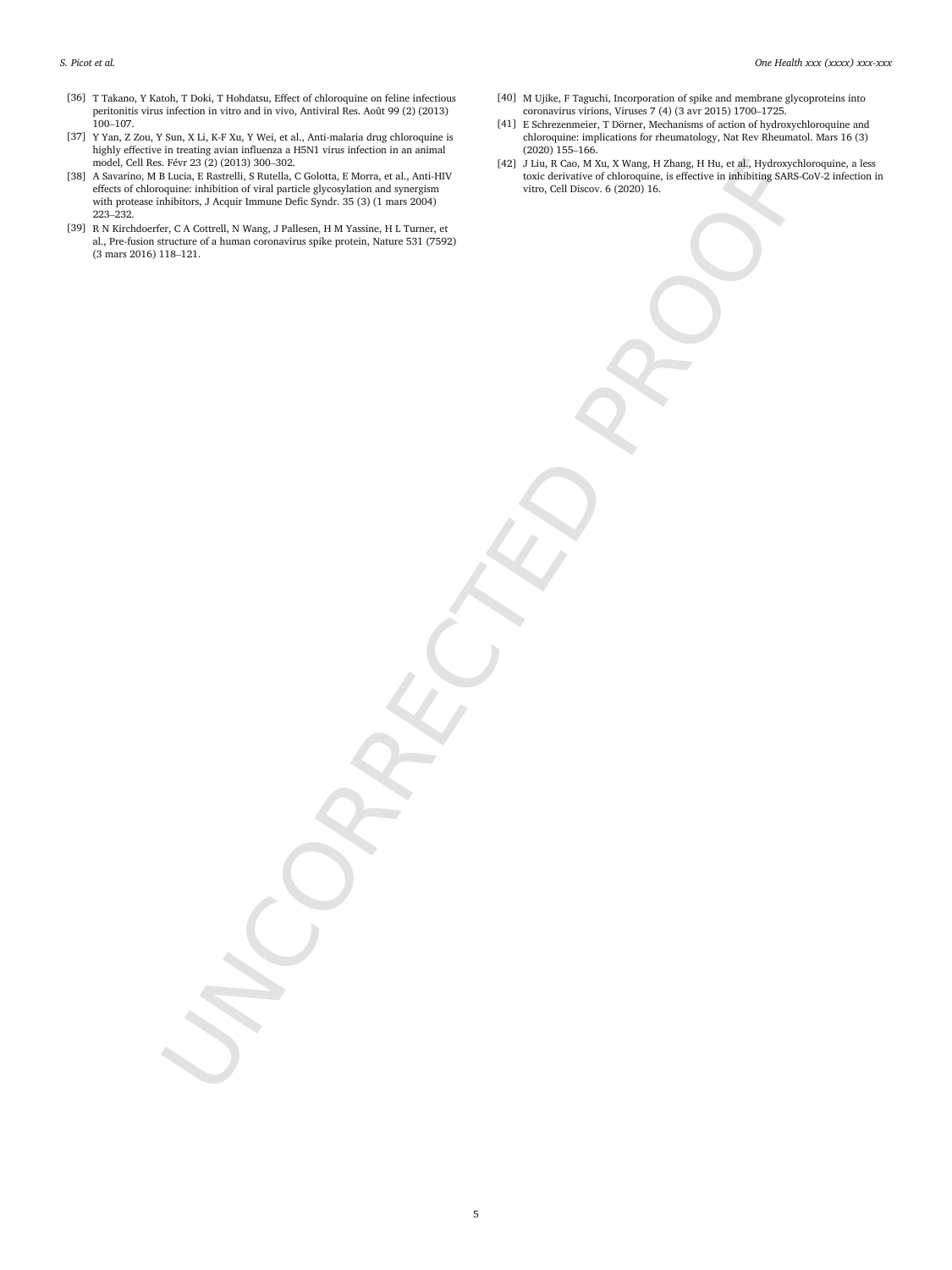[36] T Takano, Y Katoh, T Doki, T Hohdatsu, Effect of chloroquine on feline infectious peritonitis virus infection in vitro and in vivo, Antiviral Res. Août 99 (2) (2013) 100–107.

[37] Y Yan, Z Zou, Y Sun, X Li, K-F Xu, Y Wei, et al., Anti-malaria drug chloroquine is highly effective in treating avian influenza a H5N1 virus infection in an animal model, Cell Res. Févr 23 (2) (2013) 300–302.

[38] A Savarino, M B Lucia, E Rastrelli, S Rutella, C Golotta, E Morra, et al., Anti-HIV effects of chloroquine: inhibition of viral particle glycosylation and synergism with protease inhibitors, J Acquir Immune Defic Syndr. 35 (3) (1 mars 2004) 223–232.

[39] R N Kirchdoerfer, C A Cottrell, N Wang, J Pallesen, H M Yassine, H L Turner, et al., Pre-fusion structure of a human coronavirus spike protein, Nature 531 (7592) (3 mars 2016) 118–121.

[40] M Ujike, F Taguchi, Incorporation of spike and membrane glycoproteins into coronavirus virions, Viruses 7 (4) (3 avr 2015) 1700–1725.

[41] E Schrezenmeier, T Dörner, Mechanisms of action of hydroxychloroquine and chloroquine: implications for rheumatology, Nat Rev Rheumatol. Mars 16 (3) (2020) 155–166.

[42] J Liu, R Cao, M Xu, X Wang, H Zhang, H Hu, et al., Hydroxychloroquine, a less toxic derivative of chloroquine, is effective in inhibiting SARS-CoV-2 infection in vitro, Cell Discov. 6 (2020) 16.